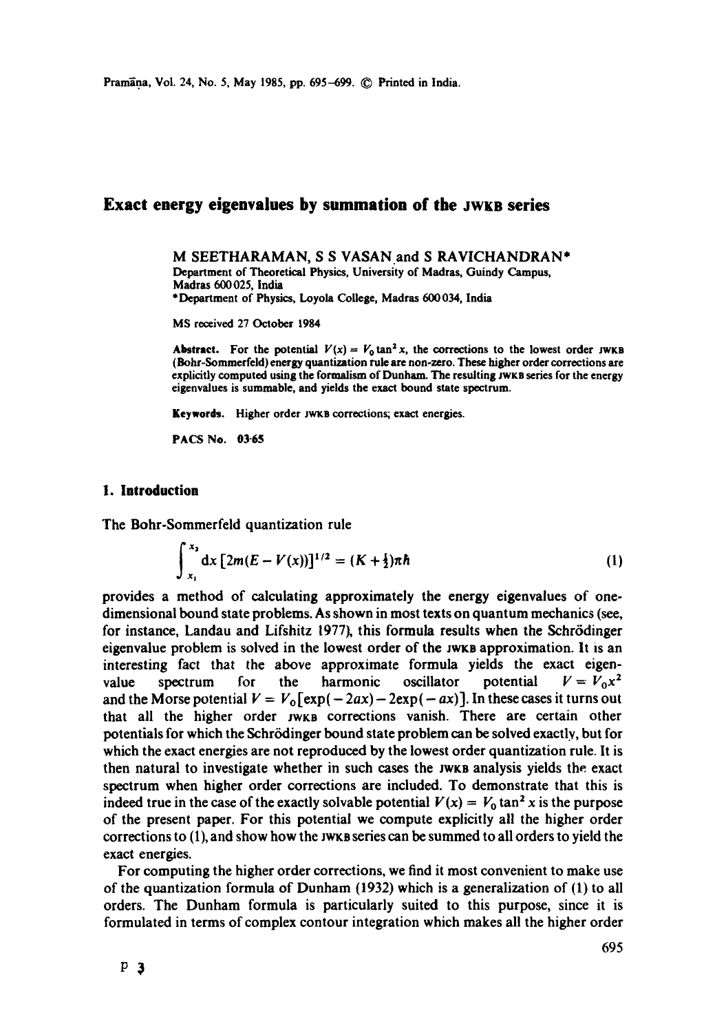# Exact energy eigenvalues by summation of the JWKB series

M SEETHARAMAN, S S VASAN and S RAVICHANDRAN*

Department of Theoretical Physics, University of Madras, Guindy Campus, Madras 600 025, India

*Department of Physics, Loyola College, Madras 600 034, India

MS received 27 October 1984

**Abstract.** For the potential $V(x) = V_0 \tan^2 x$, the corrections to the lowest order JWKB (Bohr-Sommerfeld) energy quantization rule are non-zero. These higher order corrections are explicitly computed using the formalism of Dunham. The resulting JWKB series for the energy eigenvalues is summable, and yields the exact bound state spectrum.

**Keywords.** Higher order JWKB corrections; exact energies.

**PACS No.** 03·65

## 1. Introduction

The Bohr-Sommerfeld quantization rule

$$\int_{x_1}^{x_2} \mathrm{d}x \, [2m(E - V(x))]^{1/2} = (K + \tfrac{1}{2})\pi\hbar \tag{1}$$

provides a method of calculating approximately the energy eigenvalues of one-dimensional bound state problems. As shown in most texts on quantum mechanics (see, for instance, Landau and Lifshitz 1977), this formula results when the Schrödinger eigenvalue problem is solved in the lowest order of the JWKB approximation. It is an interesting fact that the above approximate formula yields the exact eigenvalue spectrum for the harmonic oscillator potential $V = V_0 x^2$ and the Morse potential $V = V_0[\exp(-2ax) - 2\exp(-ax)]$. In these cases it turns out that all the higher order JWKB corrections vanish. There are certain other potentials for which the Schrödinger bound state problem can be solved exactly, but for which the exact energies are not reproduced by the lowest order quantization rule. It is then natural to investigate whether in such cases the JWKB analysis yields the exact spectrum when higher order corrections are included. To demonstrate that this is indeed true in the case of the exactly solvable potential $V(x) = V_0 \tan^2 x$ is the purpose of the present paper. For this potential we compute explicitly all the higher order corrections to (1), and show how the JWKB series can be summed to all orders to yield the exact energies.

For computing the higher order corrections, we find it most convenient to make use of the quantization formula of Dunham (1932) which is a generalization of (1) to all orders. The Dunham formula is particularly suited to this purpose, since it is formulated in terms of complex contour integration which makes all the higher order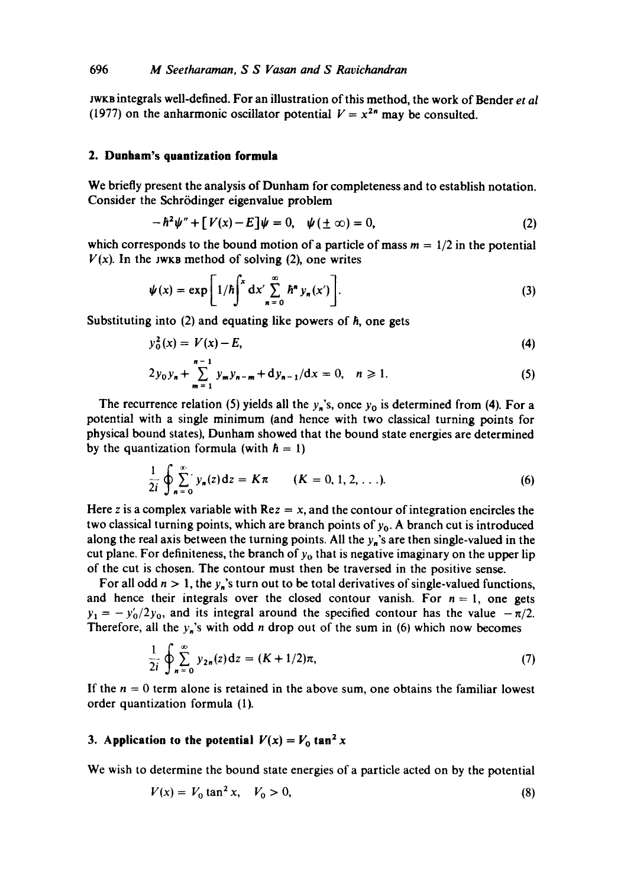JWKB integrals well-defined. For an illustration of this method, the work of Bender *et al* (1977) on the anharmonic oscillator potential $V = x^{2n}$ may be consulted.

## 2. Dunham's quantization formula

We briefly present the analysis of Dunham for completeness and to establish notation. Consider the Schrödinger eigenvalue problem

$$-\hbar^2\psi'' + [V(x) - E]\psi = 0, \quad \psi(\pm\infty) = 0, \tag{2}$$

which corresponds to the bound motion of a particle of mass $m = 1/2$ in the potential $V(x)$. In the JWKB method of solving (2), one writes

$$\psi(x) = \exp\left[1/\hbar \int^x \mathrm{d}x' \sum_{n=0}^{\infty} \hbar^n y_n(x')\right]. \tag{3}$$

Substituting into (2) and equating like powers of $\hbar$, one gets

$$y_0^2(x) = V(x) - E, \tag{4}$$

$$2y_0 y_n + \sum_{m=1}^{n-1} y_m y_{n-m} + \mathrm{d}y_{n-1}/\mathrm{d}x = 0, \quad n \geq 1. \tag{5}$$

The recurrence relation (5) yields all the $y_n$'s, once $y_0$ is determined from (4). For a potential with a single minimum (and hence with two classical turning points for physical bound states), Dunham showed that the bound state energies are determined by the quantization formula (with $\hbar = 1$)

$$\frac{1}{2i} \oint \sum_{n=0}^{\infty} y_n(z)\mathrm{d}z = K\pi \qquad (K = 0, 1, 2, \ldots). \tag{6}$$

Here $z$ is a complex variable with $\mathrm{Re}\, z = x$, and the contour of integration encircles the two classical turning points, which are branch points of $y_0$. A branch cut is introduced along the real axis between the turning points. All the $y_n$'s are then single-valued in the cut plane. For definiteness, the branch of $y_0$ that is negative imaginary on the upper lip of the cut is chosen. The contour must then be traversed in the positive sense.

For all odd $n > 1$, the $y_n$'s turn out to be total derivatives of single-valued functions, and hence their integrals over the closed contour vanish. For $n = 1$, one gets $y_1 = -y_0'/2y_0$, and its integral around the specified contour has the value $-\pi/2$. Therefore, all the $y_n$'s with odd $n$ drop out of the sum in (6) which now becomes

$$\frac{1}{2i} \oint \sum_{n=0}^{\infty} y_{2n}(z)\mathrm{d}z = (K + 1/2)\pi, \tag{7}$$

If the $n = 0$ term alone is retained in the above sum, one obtains the familiar lowest order quantization formula (1).

## 3. Application to the potential $V(x) = V_0 \tan^2 x$

We wish to determine the bound state energies of a particle acted on by the potential

$$V(x) = V_0 \tan^2 x, \quad V_0 > 0, \tag{8}$$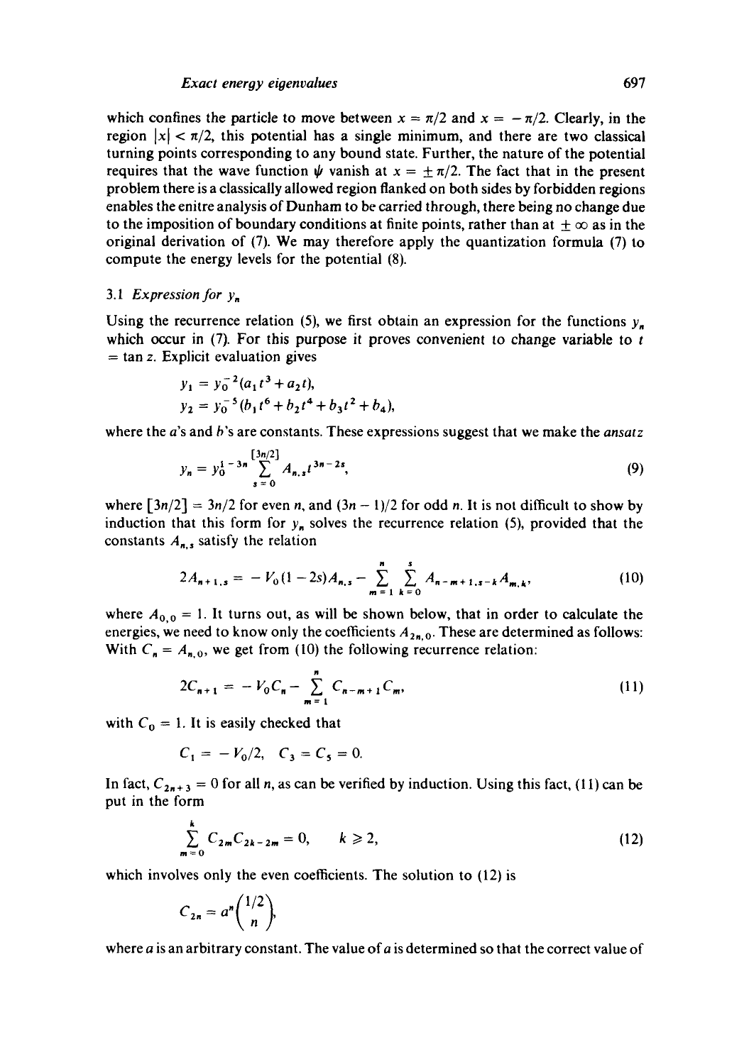which confines the particle to move between $x = \pi/2$ and $x = -\pi/2$. Clearly, in the region $|x| < \pi/2$, this potential has a single minimum, and there are two classical turning points corresponding to any bound state. Further, the nature of the potential requires that the wave function $\psi$ vanish at $x = \pm\pi/2$. The fact that in the present problem there is a classically allowed region flanked on both sides by forbidden regions enables the enitre analysis of Dunham to be carried through, there being no change due to the imposition of boundary conditions at finite points, rather than at $\pm\infty$ as in the original derivation of (7). We may therefore apply the quantization formula (7) to compute the energy levels for the potential (8).

### 3.1 *Expression for $y_n$*

Using the recurrence relation (5), we first obtain an expression for the functions $y_n$ which occur in (7). For this purpose it proves convenient to change variable to $t = \tan z$. Explicit evaluation gives

$$y_1 = y_0^{-2}(a_1 t^3 + a_2 t),$$

$$y_2 = y_0^{-5}(b_1 t^6 + b_2 t^4 + b_3 t^2 + b_4),$$

where the $a$'s and $b$'s are constants. These expressions suggest that we make the *ansatz*

$$y_n = y_0^{1-3n} \sum_{s=0}^{[3n/2]} A_{n,s} t^{3n-2s}, \tag{9}$$

where $[3n/2] = 3n/2$ for even $n$, and $(3n-1)/2$ for odd $n$. It is not difficult to show by induction that this form for $y_n$ solves the recurrence relation (5), provided that the constants $A_{n,s}$ satisfy the relation

$$2A_{n+1,s} = -V_0(1-2s)A_{n,s} - \sum_{m=1}^{n} \sum_{k=0}^{s} A_{n-m+1,s-k} A_{m,k}, \tag{10}$$

where $A_{0,0} = 1$. It turns out, as will be shown below, that in order to calculate the energies, we need to know only the coefficients $A_{2n,0}$. These are determined as follows: With $C_n = A_{n,0}$, we get from (10) the following recurrence relation:

$$2C_{n+1} = -V_0 C_n - \sum_{m=1}^{n} C_{n-m+1} C_m, \tag{11}$$

with $C_0 = 1$. It is easily checked that

$$C_1 = -V_0/2, \quad C_3 = C_5 = 0.$$

In fact, $C_{2n+3} = 0$ for all $n$, as can be verified by induction. Using this fact, (11) can be put in the form

$$\sum_{m=0}^{k} C_{2m} C_{2k-2m} = 0, \qquad k \geqslant 2, \tag{12}$$

which involves only the even coefficients. The solution to (12) is

$$C_{2n} = a^n \binom{1/2}{n},$$

where $a$ is an arbitrary constant. The value of $a$ is determined so that the correct value of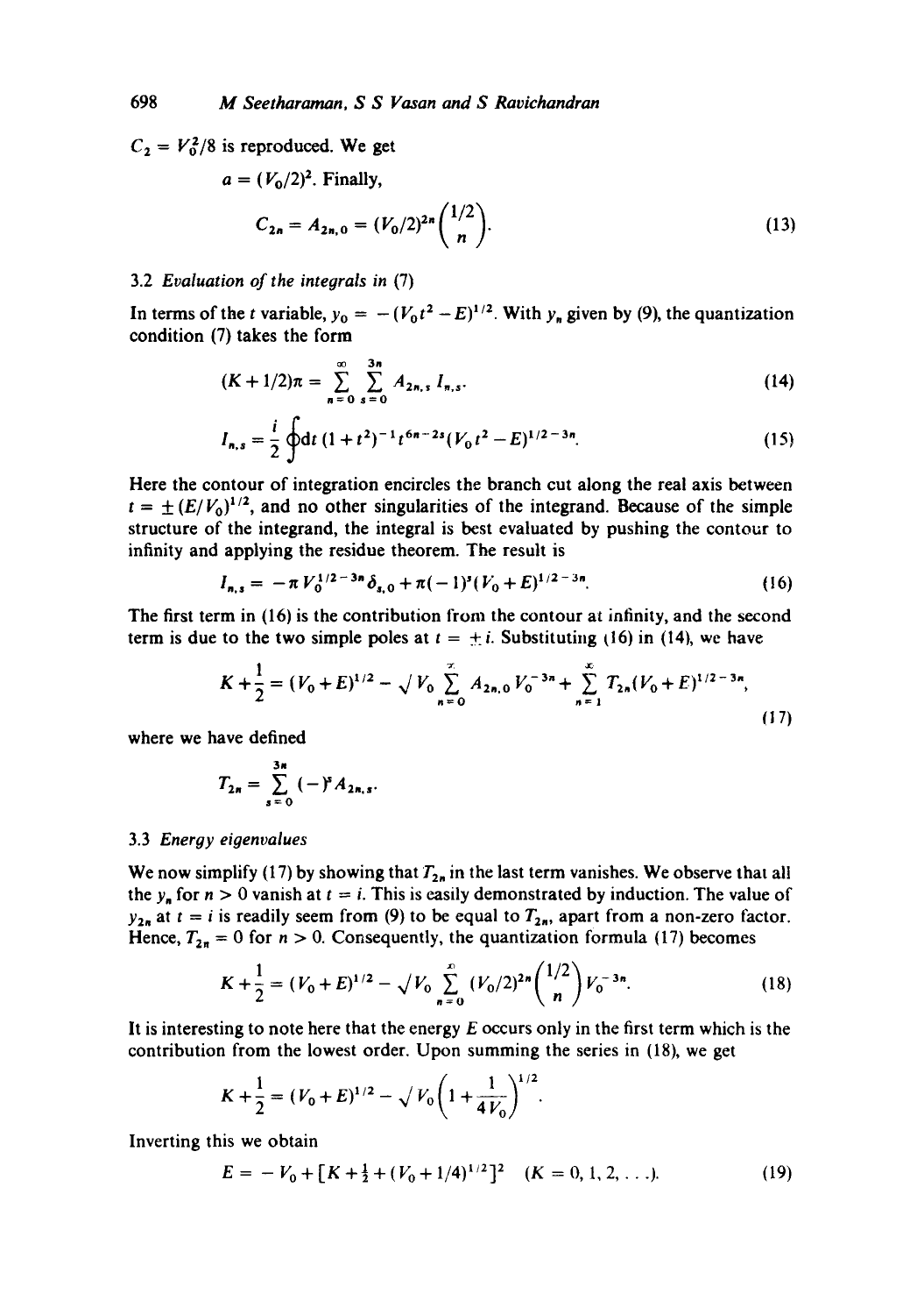$C_2 = V_0^2/8$ is reproduced. We get

$$a = (V_0/2)^2. \text{ Finally,}$$

$$C_{2n} = A_{2n,0} = (V_0/2)^{2n}\binom{1/2}{n}. \tag{13}$$

### 3.2 *Evaluation of the integrals in* (7)

In terms of the $t$ variable, $y_0 = -(V_0 t^2 - E)^{1/2}$. With $y_n$ given by (9), the quantization condition (7) takes the form

$$(K + 1/2)\pi = \sum_{n=0}^{\infty}\sum_{s=0}^{3n} A_{2n,s}\, I_{n,s}. \tag{14}$$

$$I_{n,s} = \frac{i}{2}\oint dt\,(1+t^2)^{-1} t^{6n-2s}(V_0 t^2 - E)^{1/2-3n}. \tag{15}$$

Here the contour of integration encircles the branch cut along the real axis between $t = \pm(E/V_0)^{1/2}$, and no other singularities of the integrand. Because of the simple structure of the integrand, the integral is best evaluated by pushing the contour to infinity and applying the residue theorem. The result is

$$I_{n,s} = -\pi V_0^{1/2-3n}\delta_{s,0} + \pi(-1)^s(V_0 + E)^{1/2-3n}. \tag{16}$$

The first term in (16) is the contribution from the contour at infinity, and the second term is due to the two simple poles at $t = \pm i$. Substituting (16) in (14), we have

$$K + \frac{1}{2} = (V_0 + E)^{1/2} - \sqrt{V_0}\sum_{n=0}^{\infty} A_{2n,0} V_0^{-3n} + \sum_{n=1}^{\infty} T_{2n}(V_0 + E)^{1/2-3n}, \tag{17}$$

where we have defined

$$T_{2n} = \sum_{s=0}^{3n}(-)^s A_{2n,s}.$$

### 3.3 *Energy eigenvalues*

We now simplify (17) by showing that $T_{2n}$ in the last term vanishes. We observe that all the $y_n$ for $n > 0$ vanish at $t = i$. This is easily demonstrated by induction. The value of $y_{2n}$ at $t = i$ is readily seem from (9) to be equal to $T_{2n}$, apart from a non-zero factor. Hence, $T_{2n} = 0$ for $n > 0$. Consequently, the quantization formula (17) becomes

$$K + \frac{1}{2} = (V_0 + E)^{1/2} - \sqrt{V_0}\sum_{n=0}^{\infty}(V_0/2)^{2n}\binom{1/2}{n} V_0^{-3n}. \tag{18}$$

It is interesting to note here that the energy $E$ occurs only in the first term which is the contribution from the lowest order. Upon summing the series in (18), we get

$$K + \frac{1}{2} = (V_0 + E)^{1/2} - \sqrt{V_0}\left(1 + \frac{1}{4V_0}\right)^{1/2}.$$

Inverting this we obtain

$$E = -V_0 + [K + \tfrac{1}{2} + (V_0 + 1/4)^{1/2}]^2 \quad (K = 0, 1, 2, \ldots). \tag{19}$$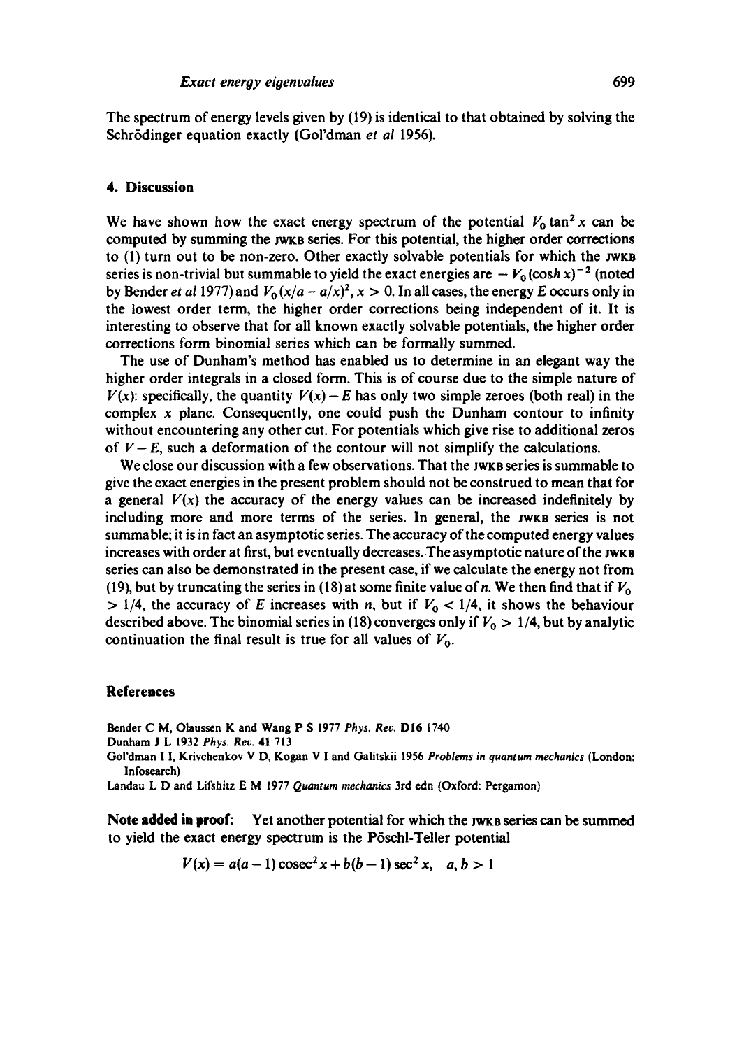The spectrum of energy levels given by (19) is identical to that obtained by solving the Schrödinger equation exactly (Gol'dman *et al* 1956).

## 4. Discussion

We have shown how the exact energy spectrum of the potential $V_0 \tan^2 x$ can be computed by summing the JWKB series. For this potential, the higher order corrections to (1) turn out to be non-zero. Other exactly solvable potentials for which the JWKB series is non-trivial but summable to yield the exact energies are $-V_0(\cosh x)^{-2}$ (noted by Bender *et al* 1977) and $V_0(x/a - a/x)^2, x > 0$. In all cases, the energy $E$ occurs only in the lowest order term, the higher order corrections being independent of it. It is interesting to observe that for all known exactly solvable potentials, the higher order corrections form binomial series which can be formally summed.

The use of Dunham's method has enabled us to determine in an elegant way the higher order integrals in a closed form. This is of course due to the simple nature of $V(x)$: specifically, the quantity $V(x) - E$ has only two simple zeroes (both real) in the complex $x$ plane. Consequently, one could push the Dunham contour to infinity without encountering any other cut. For potentials which give rise to additional zeros of $V - E$, such a deformation of the contour will not simplify the calculations.

We close our discussion with a few observations. That the JWKB series is summable to give the exact energies in the present problem should not be construed to mean that for a general $V(x)$ the accuracy of the energy values can be increased indefinitely by including more and more terms of the series. In general, the JWKB series is not summable; it is in fact an asymptotic series. The accuracy of the computed energy values increases with order at first, but eventually decreases. The asymptotic nature of the JWKB series can also be demonstrated in the present case, if we calculate the energy not from (19), but by truncating the series in (18) at some finite value of $n$. We then find that if $V_0 > 1/4$, the accuracy of $E$ increases with $n$, but if $V_0 < 1/4$, it shows the behaviour described above. The binomial series in (18) converges only if $V_0 > 1/4$, but by analytic continuation the final result is true for all values of $V_0$.

## References

Bender C M, Olaussen K and Wang P S 1977 *Phys. Rev.* **D16** 1740

Dunham J L 1932 *Phys. Rev.* **41** 713

Gol'dman I I, Krivchenkov V D, Kogan V I and Galitskii 1956 *Problems in quantum mechanics* (London: Infosearch)

Landau L D and Lifshitz E M 1977 *Quantum mechanics* 3rd edn (Oxford: Pergamon)

**Note added in proof**: Yet another potential for which the JWKB series can be summed to yield the exact energy spectrum is the Pöschl-Teller potential

$$V(x) = a(a-1)\operatorname{cosec}^2 x + b(b-1)\sec^2 x, \quad a, b > 1$$